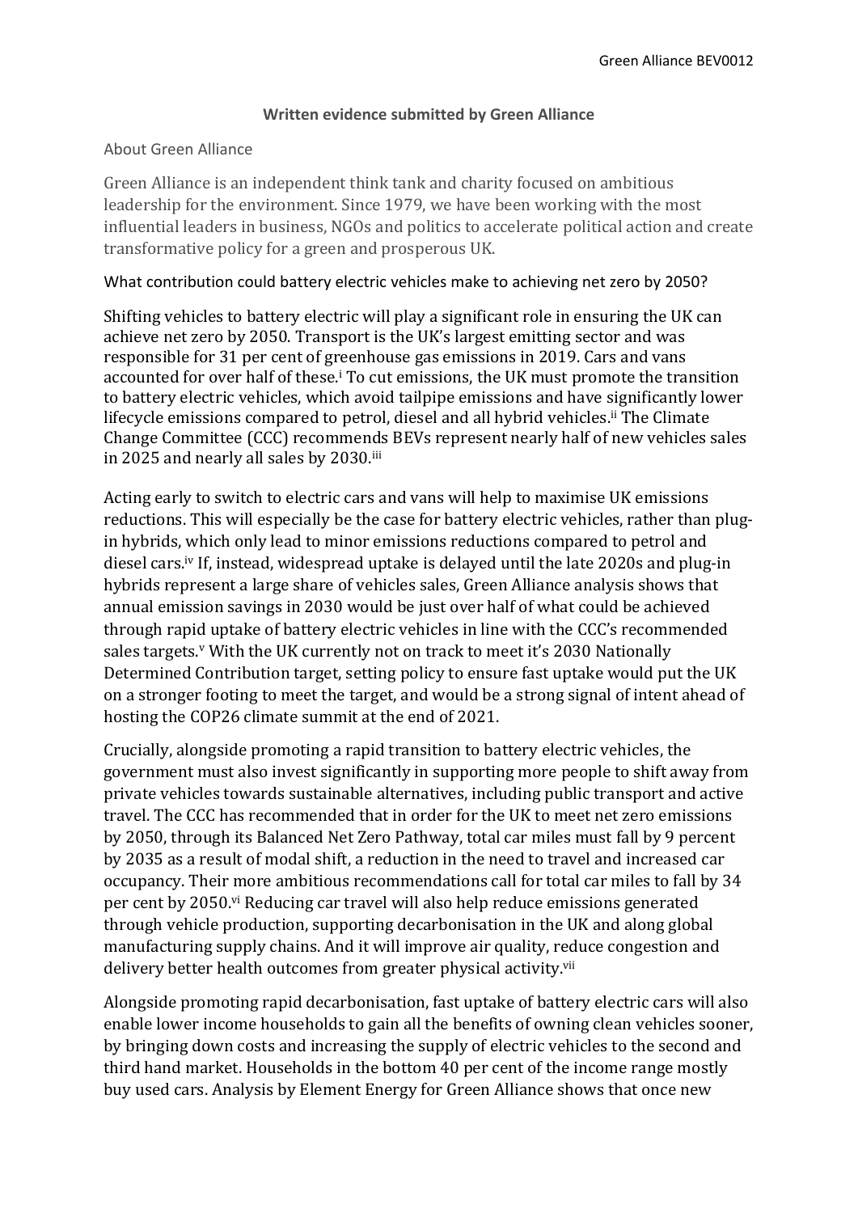**Written evidence submitted by Green Alliance**

About Green Alliance

Green Alliance is an independent think tank and charity focused on ambitious leadership for the environment. Since 1979, we have been working with the most influential leaders in business, NGOs and politics to accelerate political action and create transformative policy for a green and prosperous UK.

What contribution could battery electric vehicles make to achieving net zero by 2050?

Shifting vehicles to battery electric will play a significant role in ensuring the UK can achieve net zero by 2050. Transport is the UK's largest emitting sector and was responsible for 31 per cent of greenhouse gas emissions in 2019. Cars and vans accounted for over half of these.[i] To cut emissions, the UK must promote the transition to battery electric vehicles, which avoid tailpipe emissions and have significantly lower lifecycle emissions compared to petrol, diesel and all hybrid vehicles.[ii] The Climate Change Committee (CCC) recommends BEVs represent nearly half of new vehicles sales in 2025 and nearly all sales by 2030.[iii]

Acting early to switch to electric cars and vans will help to maximise UK emissions reductions. This will especially be the case for battery electric vehicles, rather than plug-in hybrids, which only lead to minor emissions reductions compared to petrol and diesel cars.[iv] If, instead, widespread uptake is delayed until the late 2020s and plug-in hybrids represent a large share of vehicles sales, Green Alliance analysis shows that annual emission savings in 2030 would be just over half of what could be achieved through rapid uptake of battery electric vehicles in line with the CCC's recommended sales targets.[v] With the UK currently not on track to meet it's 2030 Nationally Determined Contribution target, setting policy to ensure fast uptake would put the UK on a stronger footing to meet the target, and would be a strong signal of intent ahead of hosting the COP26 climate summit at the end of 2021.

Crucially, alongside promoting a rapid transition to battery electric vehicles, the government must also invest significantly in supporting more people to shift away from private vehicles towards sustainable alternatives, including public transport and active travel. The CCC has recommended that in order for the UK to meet net zero emissions by 2050, through its Balanced Net Zero Pathway, total car miles must fall by 9 percent by 2035 as a result of modal shift, a reduction in the need to travel and increased car occupancy. Their more ambitious recommendations call for total car miles to fall by 34 per cent by 2050.[vi] Reducing car travel will also help reduce emissions generated through vehicle production, supporting decarbonisation in the UK and along global manufacturing supply chains. And it will improve air quality, reduce congestion and delivery better health outcomes from greater physical activity.[vii]

Alongside promoting rapid decarbonisation, fast uptake of battery electric cars will also enable lower income households to gain all the benefits of owning clean vehicles sooner, by bringing down costs and increasing the supply of electric vehicles to the second and third hand market. Households in the bottom 40 per cent of the income range mostly buy used cars. Analysis by Element Energy for Green Alliance shows that once new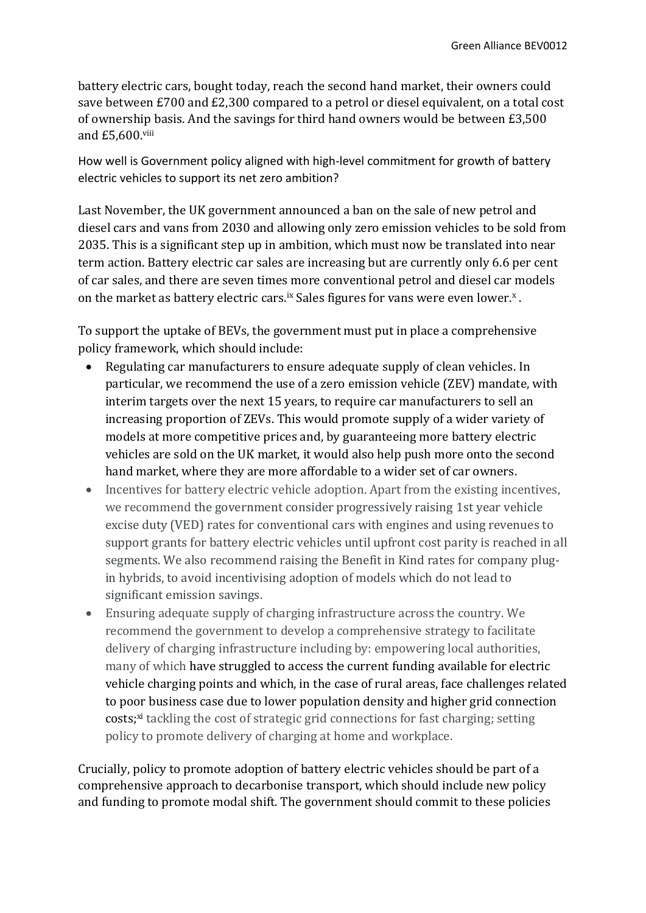battery electric cars, bought today, reach the second hand market, their owners could save between £700 and £2,300 compared to a petrol or diesel equivalent, on a total cost of ownership basis. And the savings for third hand owners would be between £3,500 and £5,600.[viii]

How well is Government policy aligned with high-level commitment for growth of battery electric vehicles to support its net zero ambition?

Last November, the UK government announced a ban on the sale of new petrol and diesel cars and vans from 2030 and allowing only zero emission vehicles to be sold from 2035. This is a significant step up in ambition, which must now be translated into near term action. Battery electric car sales are increasing but are currently only 6.6 per cent of car sales, and there are seven times more conventional petrol and diesel car models on the market as battery electric cars.[ix] Sales figures for vans were even lower.[x] .

To support the uptake of BEVs, the government must put in place a comprehensive policy framework, which should include:

- Regulating car manufacturers to ensure adequate supply of clean vehicles. In particular, we recommend the use of a zero emission vehicle (ZEV) mandate, with interim targets over the next 15 years, to require car manufacturers to sell an increasing proportion of ZEVs. This would promote supply of a wider variety of models at more competitive prices and, by guaranteeing more battery electric vehicles are sold on the UK market, it would also help push more onto the second hand market, where they are more affordable to a wider set of car owners.
- Incentives for battery electric vehicle adoption. Apart from the existing incentives, we recommend the government consider progressively raising 1st year vehicle excise duty (VED) rates for conventional cars with engines and using revenues to support grants for battery electric vehicles until upfront cost parity is reached in all segments. We also recommend raising the Benefit in Kind rates for company plug-in hybrids, to avoid incentivising adoption of models which do not lead to significant emission savings.
- Ensuring adequate supply of charging infrastructure across the country. We recommend the government to develop a comprehensive strategy to facilitate delivery of charging infrastructure including by: empowering local authorities, many of which have struggled to access the current funding available for electric vehicle charging points and which, in the case of rural areas, face challenges related to poor business case due to lower population density and higher grid connection costs;[xi] tackling the cost of strategic grid connections for fast charging; setting policy to promote delivery of charging at home and workplace.

Crucially, policy to promote adoption of battery electric vehicles should be part of a comprehensive approach to decarbonise transport, which should include new policy and funding to promote modal shift. The government should commit to these policies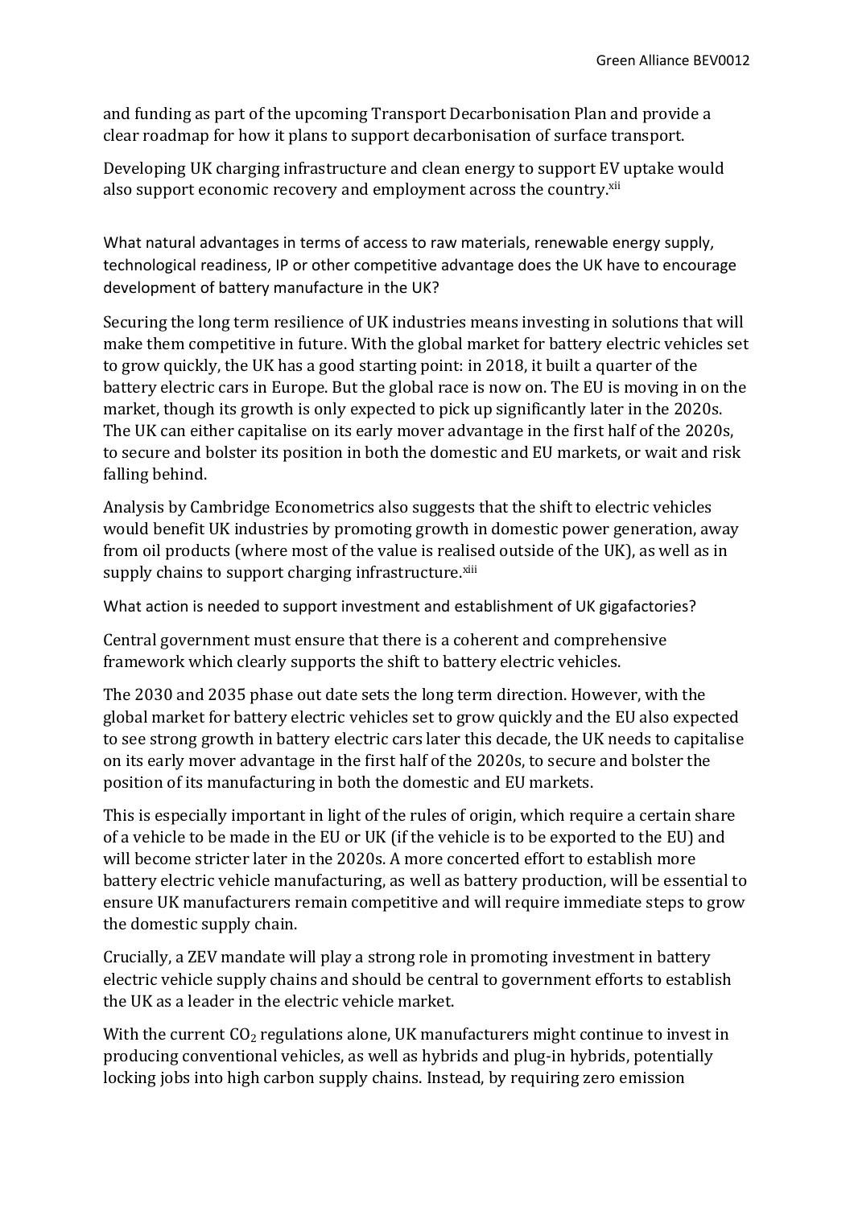and funding as part of the upcoming Transport Decarbonisation Plan and provide a clear roadmap for how it plans to support decarbonisation of surface transport.

Developing UK charging infrastructure and clean energy to support EV uptake would also support economic recovery and employment across the country.[xii]

What natural advantages in terms of access to raw materials, renewable energy supply, technological readiness, IP or other competitive advantage does the UK have to encourage development of battery manufacture in the UK?

Securing the long term resilience of UK industries means investing in solutions that will make them competitive in future. With the global market for battery electric vehicles set to grow quickly, the UK has a good starting point: in 2018, it built a quarter of the battery electric cars in Europe. But the global race is now on. The EU is moving in on the market, though its growth is only expected to pick up significantly later in the 2020s. The UK can either capitalise on its early mover advantage in the first half of the 2020s, to secure and bolster its position in both the domestic and EU markets, or wait and risk falling behind.

Analysis by Cambridge Econometrics also suggests that the shift to electric vehicles would benefit UK industries by promoting growth in domestic power generation, away from oil products (where most of the value is realised outside of the UK), as well as in supply chains to support charging infrastructure.[xiii]

What action is needed to support investment and establishment of UK gigafactories?

Central government must ensure that there is a coherent and comprehensive framework which clearly supports the shift to battery electric vehicles.

The 2030 and 2035 phase out date sets the long term direction. However, with the global market for battery electric vehicles set to grow quickly and the EU also expected to see strong growth in battery electric cars later this decade, the UK needs to capitalise on its early mover advantage in the first half of the 2020s, to secure and bolster the position of its manufacturing in both the domestic and EU markets.

This is especially important in light of the rules of origin, which require a certain share of a vehicle to be made in the EU or UK (if the vehicle is to be exported to the EU) and will become stricter later in the 2020s. A more concerted effort to establish more battery electric vehicle manufacturing, as well as battery production, will be essential to ensure UK manufacturers remain competitive and will require immediate steps to grow the domestic supply chain.

Crucially, a ZEV mandate will play a strong role in promoting investment in battery electric vehicle supply chains and should be central to government efforts to establish the UK as a leader in the electric vehicle market.

With the current $CO_2$ regulations alone, UK manufacturers might continue to invest in producing conventional vehicles, as well as hybrids and plug-in hybrids, potentially locking jobs into high carbon supply chains. Instead, by requiring zero emission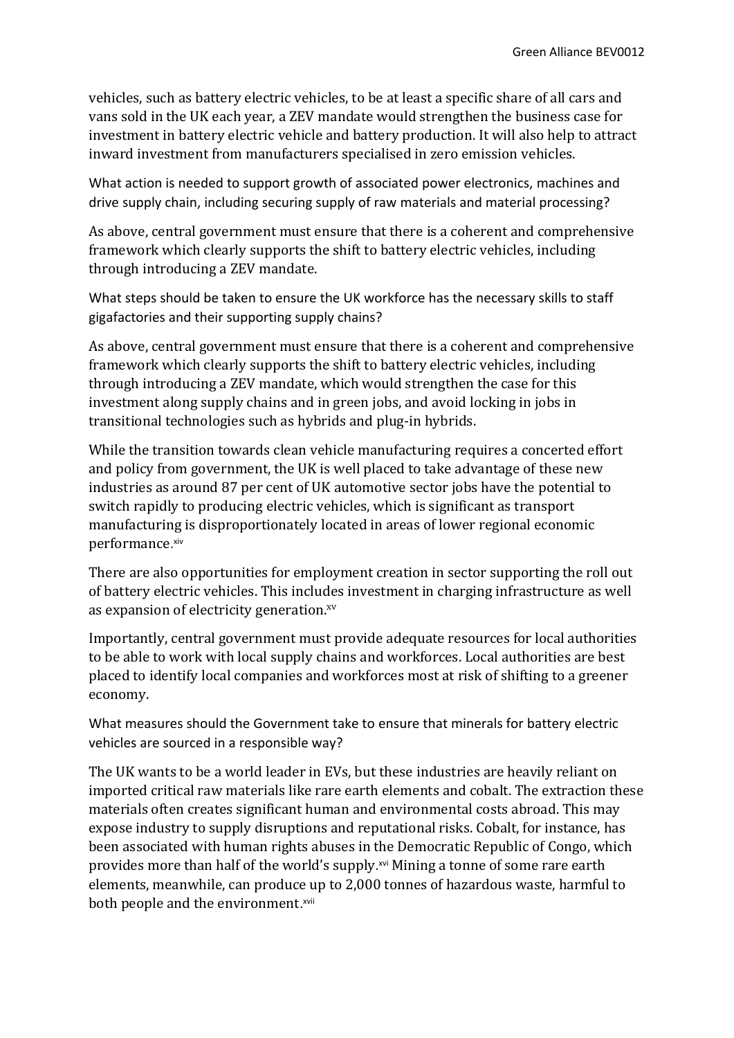vehicles, such as battery electric vehicles, to be at least a specific share of all cars and vans sold in the UK each year, a ZEV mandate would strengthen the business case for investment in battery electric vehicle and battery production. It will also help to attract inward investment from manufacturers specialised in zero emission vehicles.

What action is needed to support growth of associated power electronics, machines and drive supply chain, including securing supply of raw materials and material processing?

As above, central government must ensure that there is a coherent and comprehensive framework which clearly supports the shift to battery electric vehicles, including through introducing a ZEV mandate.

What steps should be taken to ensure the UK workforce has the necessary skills to staff gigafactories and their supporting supply chains?

As above, central government must ensure that there is a coherent and comprehensive framework which clearly supports the shift to battery electric vehicles, including through introducing a ZEV mandate, which would strengthen the case for this investment along supply chains and in green jobs, and avoid locking in jobs in transitional technologies such as hybrids and plug-in hybrids.

While the transition towards clean vehicle manufacturing requires a concerted effort and policy from government, the UK is well placed to take advantage of these new industries as around 87 per cent of UK automotive sector jobs have the potential to switch rapidly to producing electric vehicles, which is significant as transport manufacturing is disproportionately located in areas of lower regional economic performance.[xiv]

There are also opportunities for employment creation in sector supporting the roll out of battery electric vehicles. This includes investment in charging infrastructure as well as expansion of electricity generation.[xv]

Importantly, central government must provide adequate resources for local authorities to be able to work with local supply chains and workforces. Local authorities are best placed to identify local companies and workforces most at risk of shifting to a greener economy.

What measures should the Government take to ensure that minerals for battery electric vehicles are sourced in a responsible way?

The UK wants to be a world leader in EVs, but these industries are heavily reliant on imported critical raw materials like rare earth elements and cobalt. The extraction these materials often creates significant human and environmental costs abroad. This may expose industry to supply disruptions and reputational risks. Cobalt, for instance, has been associated with human rights abuses in the Democratic Republic of Congo, which provides more than half of the world's supply.[xvi] Mining a tonne of some rare earth elements, meanwhile, can produce up to 2,000 tonnes of hazardous waste, harmful to both people and the environment.[xvii]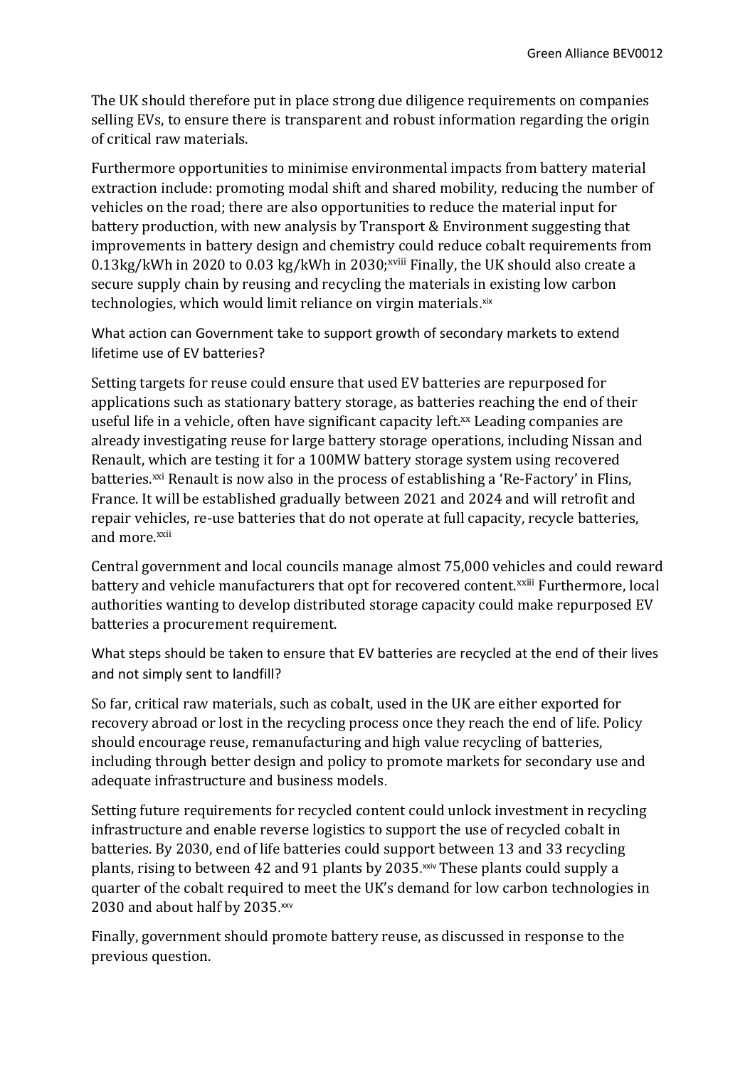The UK should therefore put in place strong due diligence requirements on companies selling EVs, to ensure there is transparent and robust information regarding the origin of critical raw materials.

Furthermore opportunities to minimise environmental impacts from battery material extraction include: promoting modal shift and shared mobility, reducing the number of vehicles on the road; there are also opportunities to reduce the material input for battery production, with new analysis by Transport & Environment suggesting that improvements in battery design and chemistry could reduce cobalt requirements from 0.13kg/kWh in 2020 to 0.03 kg/kWh in 2030;[xviii] Finally, the UK should also create a secure supply chain by reusing and recycling the materials in existing low carbon technologies, which would limit reliance on virgin materials.[xix]

### What action can Government take to support growth of secondary markets to extend lifetime use of EV batteries?

Setting targets for reuse could ensure that used EV batteries are repurposed for applications such as stationary battery storage, as batteries reaching the end of their useful life in a vehicle, often have significant capacity left.[xx] Leading companies are already investigating reuse for large battery storage operations, including Nissan and Renault, which are testing it for a 100MW battery storage system using recovered batteries.[xxi] Renault is now also in the process of establishing a 'Re-Factory' in Flins, France. It will be established gradually between 2021 and 2024 and will retrofit and repair vehicles, re-use batteries that do not operate at full capacity, recycle batteries, and more.[xxii]

Central government and local councils manage almost 75,000 vehicles and could reward battery and vehicle manufacturers that opt for recovered content.[xxiii] Furthermore, local authorities wanting to develop distributed storage capacity could make repurposed EV batteries a procurement requirement.

### What steps should be taken to ensure that EV batteries are recycled at the end of their lives and not simply sent to landfill?

So far, critical raw materials, such as cobalt, used in the UK are either exported for recovery abroad or lost in the recycling process once they reach the end of life. Policy should encourage reuse, remanufacturing and high value recycling of batteries, including through better design and policy to promote markets for secondary use and adequate infrastructure and business models.

Setting future requirements for recycled content could unlock investment in recycling infrastructure and enable reverse logistics to support the use of recycled cobalt in batteries. By 2030, end of life batteries could support between 13 and 33 recycling plants, rising to between 42 and 91 plants by 2035.[xxiv] These plants could supply a quarter of the cobalt required to meet the UK's demand for low carbon technologies in 2030 and about half by 2035.[xxv]

Finally, government should promote battery reuse, as discussed in response to the previous question.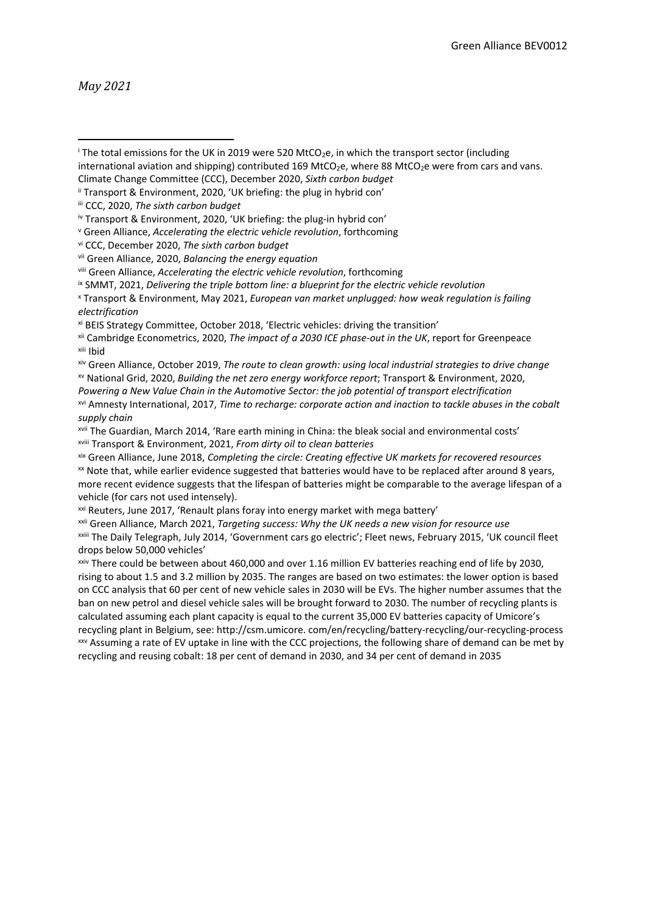*May 2021*

---

[i] The total emissions for the UK in 2019 were 520 $MtCO_2e$, in which the transport sector (including international aviation and shipping) contributed 169 $MtCO_2e$, where 88 $MtCO_2e$ were from cars and vans. Climate Change Committee (CCC), December 2020, *Sixth carbon budget*

[ii] Transport & Environment, 2020, 'UK briefing: the plug in hybrid con'

[iii] CCC, 2020, *The sixth carbon budget*

[iv] Transport & Environment, 2020, 'UK briefing: the plug-in hybrid con'

[v] Green Alliance, *Accelerating the electric vehicle revolution*, forthcoming

[vi] CCC, December 2020, *The sixth carbon budget*

[vii] Green Alliance, 2020, *Balancing the energy equation*

[viii] Green Alliance, *Accelerating the electric vehicle revolution*, forthcoming

[ix] SMMT, 2021, *Delivering the triple bottom line: a blueprint for the electric vehicle revolution*

[x] Transport & Environment, May 2021, *European van market unplugged: how weak regulation is failing electrification*

[xi] BEIS Strategy Committee, October 2018, 'Electric vehicles: driving the transition'

[xii] Cambridge Econometrics, 2020, *The impact of a 2030 ICE phase-out in the UK*, report for Greenpeace

[xiii] Ibid

[xiv] Green Alliance, October 2019, *The route to clean growth: using local industrial strategies to drive change*

[xv] National Grid, 2020, *Building the net zero energy workforce report*; Transport & Environment, 2020, *Powering a New Value Chain in the Automotive Sector: the job potential of transport electrification*

[xvi] Amnesty International, 2017, *Time to recharge: corporate action and inaction to tackle abuses in the cobalt supply chain*

[xvii] The Guardian, March 2014, 'Rare earth mining in China: the bleak social and environmental costs'

[xviii] Transport & Environment, 2021, *From dirty oil to clean batteries*

[xix] Green Alliance, June 2018, *Completing the circle: Creating effective UK markets for recovered resources*

[xx] Note that, while earlier evidence suggested that batteries would have to be replaced after around 8 years, more recent evidence suggests that the lifespan of batteries might be comparable to the average lifespan of a vehicle (for cars not used intensely).

[xxi] Reuters, June 2017, 'Renault plans foray into energy market with mega battery'

[xxii] Green Alliance, March 2021, *Targeting success: Why the UK needs a new vision for resource use*

[xxiii] The Daily Telegraph, July 2014, 'Government cars go electric'; Fleet news, February 2015, 'UK council fleet drops below 50,000 vehicles'

[xxiv] There could be between about 460,000 and over 1.16 million EV batteries reaching end of life by 2030, rising to about 1.5 and 3.2 million by 2035. The ranges are based on two estimates: the lower option is based on CCC analysis that 60 per cent of new vehicle sales in 2030 will be EVs. The higher number assumes that the ban on new petrol and diesel vehicle sales will be brought forward to 2030. The number of recycling plants is calculated assuming each plant capacity is equal to the current 35,000 EV batteries capacity of Umicore's recycling plant in Belgium, see: http://csm.umicore. com/en/recycling/battery-recycling/our-recycling-process

[xxv] Assuming a rate of EV uptake in line with the CCC projections, the following share of demand can be met by recycling and reusing cobalt: 18 per cent of demand in 2030, and 34 per cent of demand in 2035